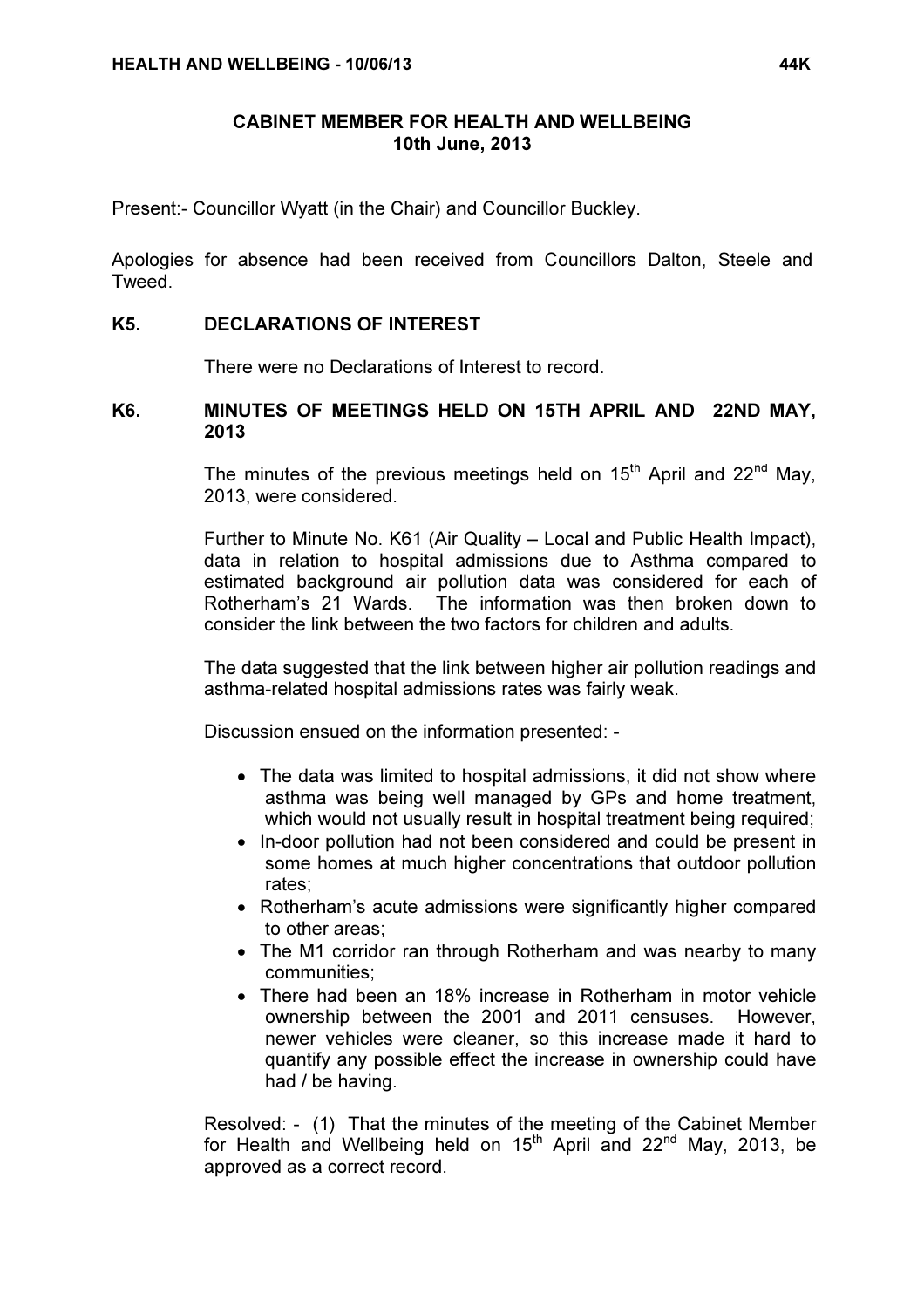# CABINET MEMBER FOR HEALTH AND WELLBEING
## 10th June, 2013

Present:- Councillor Wyatt (in the Chair) and Councillor Buckley.

Apologies for absence had been received from Councillors Dalton, Steele and Tweed.

### K5. DECLARATIONS OF INTEREST

There were no Declarations of Interest to record.

### K6. MINUTES OF MEETINGS HELD ON 15TH APRIL AND 22ND MAY, 2013

The minutes of the previous meetings held on 15th April and 22nd May, 2013, were considered.

Further to Minute No. K61 (Air Quality – Local and Public Health Impact), data in relation to hospital admissions due to Asthma compared to estimated background air pollution data was considered for each of Rotherham's 21 Wards. The information was then broken down to consider the link between the two factors for children and adults.

The data suggested that the link between higher air pollution readings and asthma-related hospital admissions rates was fairly weak.

Discussion ensued on the information presented: -

- The data was limited to hospital admissions, it did not show where asthma was being well managed by GPs and home treatment, which would not usually result in hospital treatment being required;
- In-door pollution had not been considered and could be present in some homes at much higher concentrations that outdoor pollution rates;
- Rotherham's acute admissions were significantly higher compared to other areas;
- The M1 corridor ran through Rotherham and was nearby to many communities;
- There had been an 18% increase in Rotherham in motor vehicle ownership between the 2001 and 2011 censuses. However, newer vehicles were cleaner, so this increase made it hard to quantify any possible effect the increase in ownership could have had / be having.

Resolved: - (1) That the minutes of the meeting of the Cabinet Member for Health and Wellbeing held on 15th April and 22nd May, 2013, be approved as a correct record.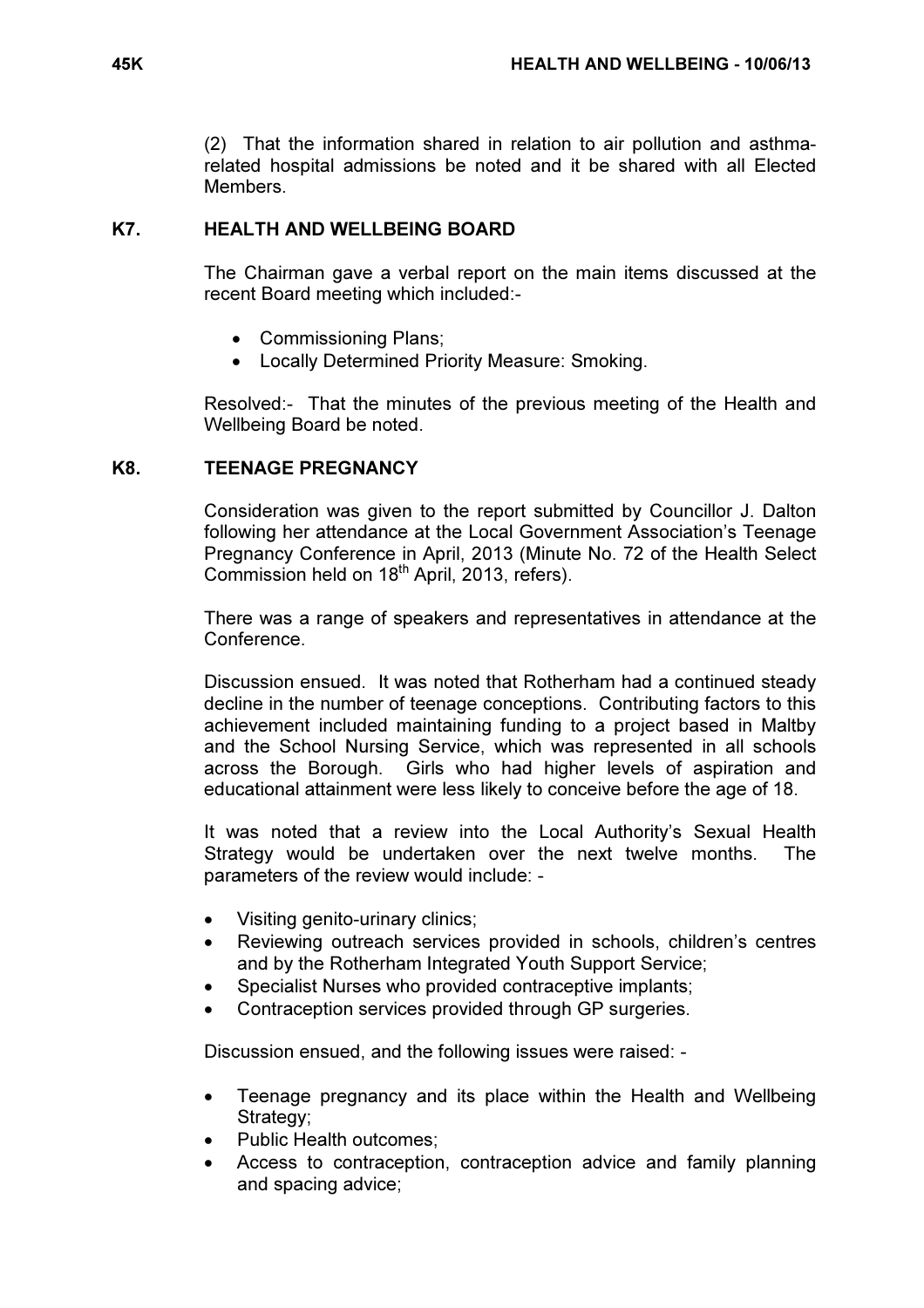(2) That the information shared in relation to air pollution and asthma-related hospital admissions be noted and it be shared with all Elected Members.

## K7. HEALTH AND WELLBEING BOARD

The Chairman gave a verbal report on the main items discussed at the recent Board meeting which included:-

- Commissioning Plans;
- Locally Determined Priority Measure: Smoking.

Resolved:- That the minutes of the previous meeting of the Health and Wellbeing Board be noted.

## K8. TEENAGE PREGNANCY

Consideration was given to the report submitted by Councillor J. Dalton following her attendance at the Local Government Association's Teenage Pregnancy Conference in April, 2013 (Minute No. 72 of the Health Select Commission held on 18th April, 2013, refers).

There was a range of speakers and representatives in attendance at the Conference.

Discussion ensued. It was noted that Rotherham had a continued steady decline in the number of teenage conceptions. Contributing factors to this achievement included maintaining funding to a project based in Maltby and the School Nursing Service, which was represented in all schools across the Borough. Girls who had higher levels of aspiration and educational attainment were less likely to conceive before the age of 18.

It was noted that a review into the Local Authority's Sexual Health Strategy would be undertaken over the next twelve months. The parameters of the review would include: -

- Visiting genito-urinary clinics;
- Reviewing outreach services provided in schools, children's centres and by the Rotherham Integrated Youth Support Service;
- Specialist Nurses who provided contraceptive implants;
- Contraception services provided through GP surgeries.

Discussion ensued, and the following issues were raised: -

- Teenage pregnancy and its place within the Health and Wellbeing Strategy;
- Public Health outcomes;
- Access to contraception, contraception advice and family planning and spacing advice;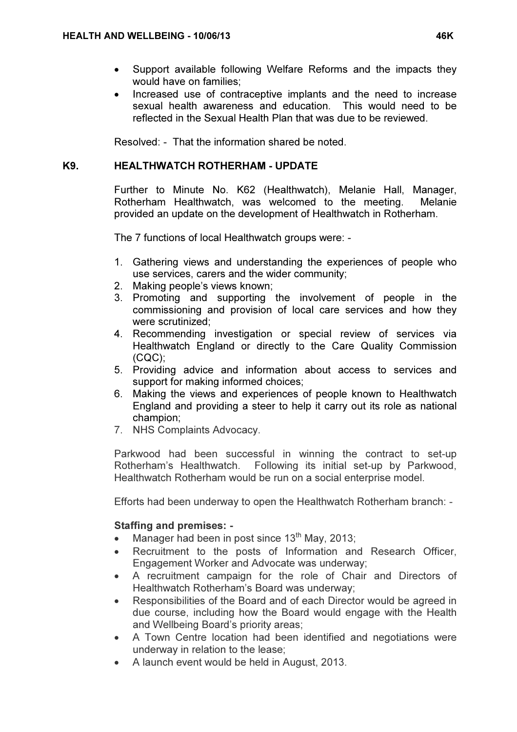- Support available following Welfare Reforms and the impacts they would have on families;
- Increased use of contraceptive implants and the need to increase sexual health awareness and education. This would need to be reflected in the Sexual Health Plan that was due to be reviewed.

Resolved: - That the information shared be noted.

## K9. HEALTHWATCH ROTHERHAM - UPDATE

Further to Minute No. K62 (Healthwatch), Melanie Hall, Manager, Rotherham Healthwatch, was welcomed to the meeting. Melanie provided an update on the development of Healthwatch in Rotherham.

The 7 functions of local Healthwatch groups were: -

1. Gathering views and understanding the experiences of people who use services, carers and the wider community;
2. Making people's views known;
3. Promoting and supporting the involvement of people in the commissioning and provision of local care services and how they were scrutinized;
4. Recommending investigation or special review of services via Healthwatch England or directly to the Care Quality Commission (CQC);
5. Providing advice and information about access to services and support for making informed choices;
6. Making the views and experiences of people known to Healthwatch England and providing a steer to help it carry out its role as national champion;
7. NHS Complaints Advocacy.

Parkwood had been successful in winning the contract to set-up Rotherham's Healthwatch. Following its initial set-up by Parkwood, Healthwatch Rotherham would be run on a social enterprise model.

Efforts had been underway to open the Healthwatch Rotherham branch: -

**Staffing and premises: -**

- Manager had been in post since 13th May, 2013;
- Recruitment to the posts of Information and Research Officer, Engagement Worker and Advocate was underway;
- A recruitment campaign for the role of Chair and Directors of Healthwatch Rotherham's Board was underway;
- Responsibilities of the Board and of each Director would be agreed in due course, including how the Board would engage with the Health and Wellbeing Board's priority areas;
- A Town Centre location had been identified and negotiations were underway in relation to the lease;
- A launch event would be held in August, 2013.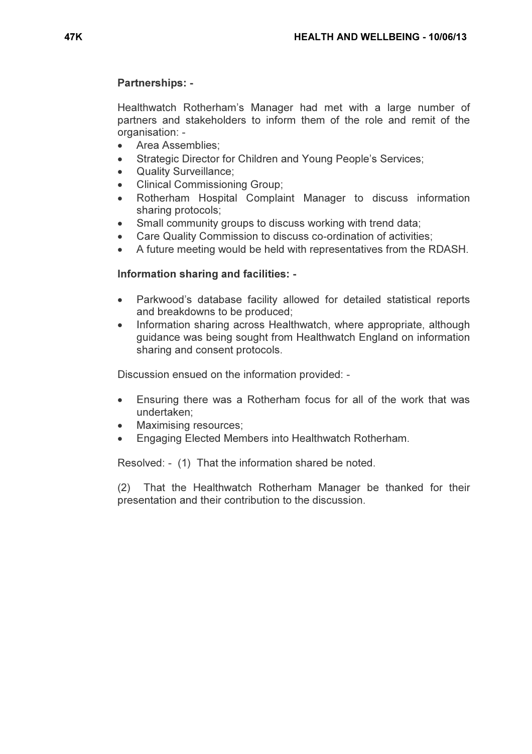**Partnerships: -**

Healthwatch Rotherham's Manager had met with a large number of partners and stakeholders to inform them of the role and remit of the organisation: -

- Area Assemblies;
- Strategic Director for Children and Young People's Services;
- Quality Surveillance;
- Clinical Commissioning Group;
- Rotherham Hospital Complaint Manager to discuss information sharing protocols;
- Small community groups to discuss working with trend data;
- Care Quality Commission to discuss co-ordination of activities;
- A future meeting would be held with representatives from the RDASH.

**Information sharing and facilities: -**

- Parkwood's database facility allowed for detailed statistical reports and breakdowns to be produced;
- Information sharing across Healthwatch, where appropriate, although guidance was being sought from Healthwatch England on information sharing and consent protocols.

Discussion ensued on the information provided: -

- Ensuring there was a Rotherham focus for all of the work that was undertaken;
- Maximising resources;
- Engaging Elected Members into Healthwatch Rotherham.

Resolved: - (1) That the information shared be noted.

(2) That the Healthwatch Rotherham Manager be thanked for their presentation and their contribution to the discussion.